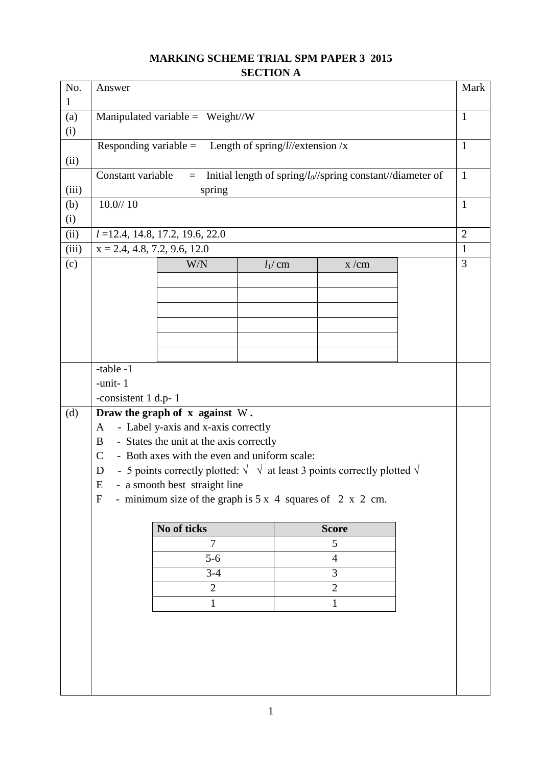# MARKING SCHEME TRIAL SPM PAPER 3 2015

## SECTION A

| No. 1 | Answer | Mark |
|---|---|---|
| (a) (i) | Manipulated variable = Weight//W | 1 |
| (ii) | Responding variable = Length of spring/$l$//extension /x | 1 |
| (iii) | Constant variable = Initial length of spring/$l_0$//spring constant//diameter of spring | 1 |
| (b) (i) | 10.0// 10 | 1 |
| (ii) | $l$ =12.4, 14.8, 17.2, 19.6, 22.0 | 2 |
| (iii) | x = 2.4, 4.8, 7.2, 9.6, 12.0 | 1 |
| (c) | (table below) | 3 |
| | -table -1<br>-unit- 1<br>-consistent 1 d.p- 1 | |
| (d) | **Draw the graph of x against W .**<br>A - Label y-axis and x-axis correctly<br>B - States the unit at the axis correctly<br>C - Both axes with the even and uniform scale:<br>D - 5 points correctly plotted: √ √ at least 3 points correctly plotted √<br>E - a smooth best straight line<br>F - minimum size of the graph is 5 x 4 squares of 2 x 2 cm. | |

| W/N | $l_1$/ cm | x /cm |
|---|---|---|
| | | |
| | | |
| | | |
| | | |
| | | |
| | | |

| No of ticks | Score |
|---|---|
| 7 | 5 |
| 5-6 | 4 |
| 3-4 | 3 |
| 2 | 2 |
| 1 | 1 |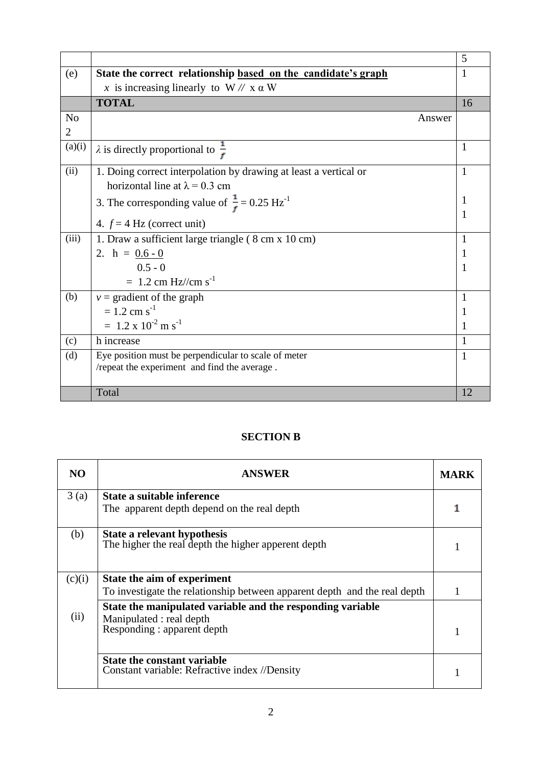| | | 5 |
|---|---|---|
| (e) | **State the correct relationship <u>based on the candidate's graph</u>**<br>$x$ is increasing linearly to W // x α W | 1 |
| | **TOTAL** | 16 |
| No 2 | Answer | |
| (a)(i) | $\lambda$ is directly proportional to $\frac{1}{f}$ | 1 |
| (ii) | 1. Doing correct interpolation by drawing at least a vertical or horizontal line at $\lambda = 0.3$ cm<br>3. The corresponding value of $\frac{1}{f} = 0.25$ Hz$^{-1}$<br>4. $f = 4$ Hz (correct unit) | 1<br><br>1<br>1 |
| (iii) | 1. Draw a sufficient large triangle ( 8 cm x 10 cm)<br>2. $h = \frac{0.6 - 0}{0.5 - 0}$<br>$= 1.2$ cm Hz//cm s$^{-1}$ | 1<br>1<br>1 |
| (b) | $v$ = gradient of the graph<br>$= 1.2$ cm s$^{-1}$<br>$= 1.2 \times 10^{-2}$ m s$^{-1}$ | 1<br>1<br>1 |
| (c) | h increase | 1 |
| (d) | Eye position must be perpendicular to scale of meter<br>/repeat the experiment and find the average . | 1 |
| | Total | 12 |

## SECTION B

| NO | ANSWER | MARK |
|---|---|---|
| 3 (a) | **State a suitable inference**<br>The apparent depth depend on the real depth | 1 |
| (b) | **State a relevant hypothesis**<br>The higher the real depth the higher apperent depth | 1 |
| (c)(i) | **State the aim of experiment**<br>To investigate the relationship between apparent depth and the real depth | 1 |
| (ii) | **State the manipulated variable and the responding variable**<br>Manipulated : real depth<br>Responding : apparent depth | 1 |
| | **State the constant variable**<br>Constant variable: Refractive index //Density | 1 |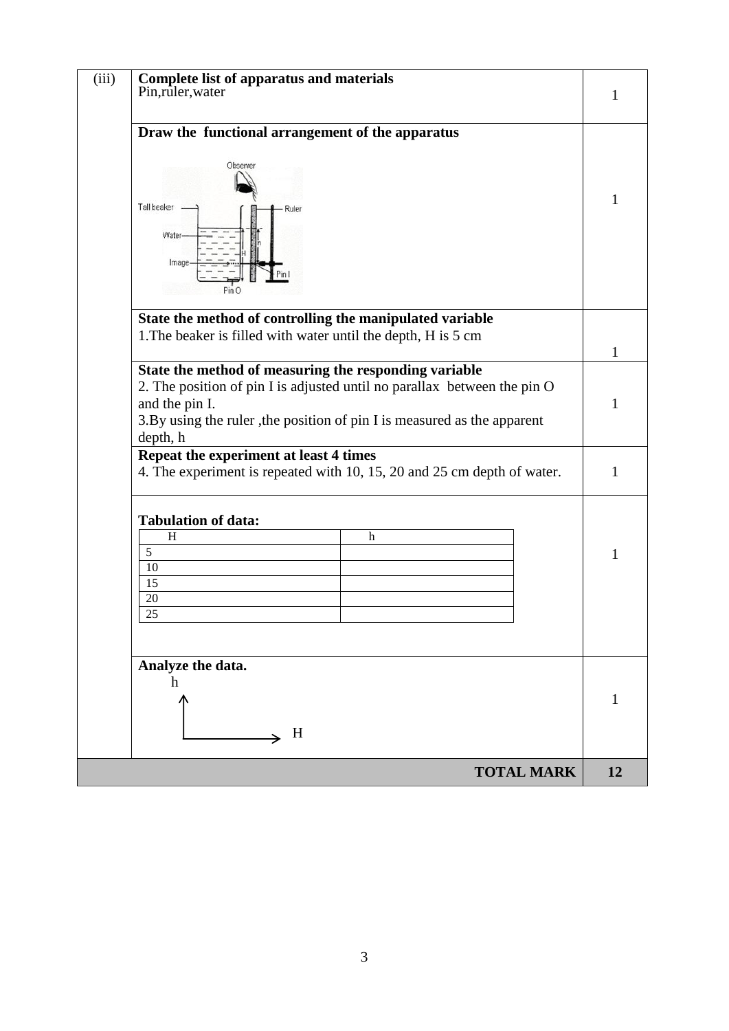| (iii) | Content | Mark |
|---|---|---|
| | **Complete list of apparatus and materials**<br>Pin,ruler,water | 1 |
| | **Draw the functional arrangement of the apparatus**<br>Observer<br>Tall beaker<br>Ruler<br>Water<br>Image<br>H<br>h<br>Pin I<br>Pin O | 1 |
| | **State the method of controlling the manipulated variable**<br>1.The beaker is filled with water until the depth, H is 5 cm | 1 |
| | **State the method of measuring the responding variable**<br>2. The position of pin I is adjusted until no parallax between the pin O and the pin I.<br>3.By using the ruler ,the position of pin I is measured as the apparent depth, h | 1 |
| | **Repeat the experiment at least 4 times**<br>4. The experiment is repeated with 10, 15, 20 and 25 cm depth of water. | 1 |
| | **Tabulation of data:** | 1 |
| | **Analyze the data.**<br>h (vertical axis) against H (horizontal axis) | 1 |
| | **TOTAL MARK** | **12** |

**Tabulation of data:**

| H | h |
|---|---|
| 5 | |
| 10 | |
| 15 | |
| 20 | |
| 25 | |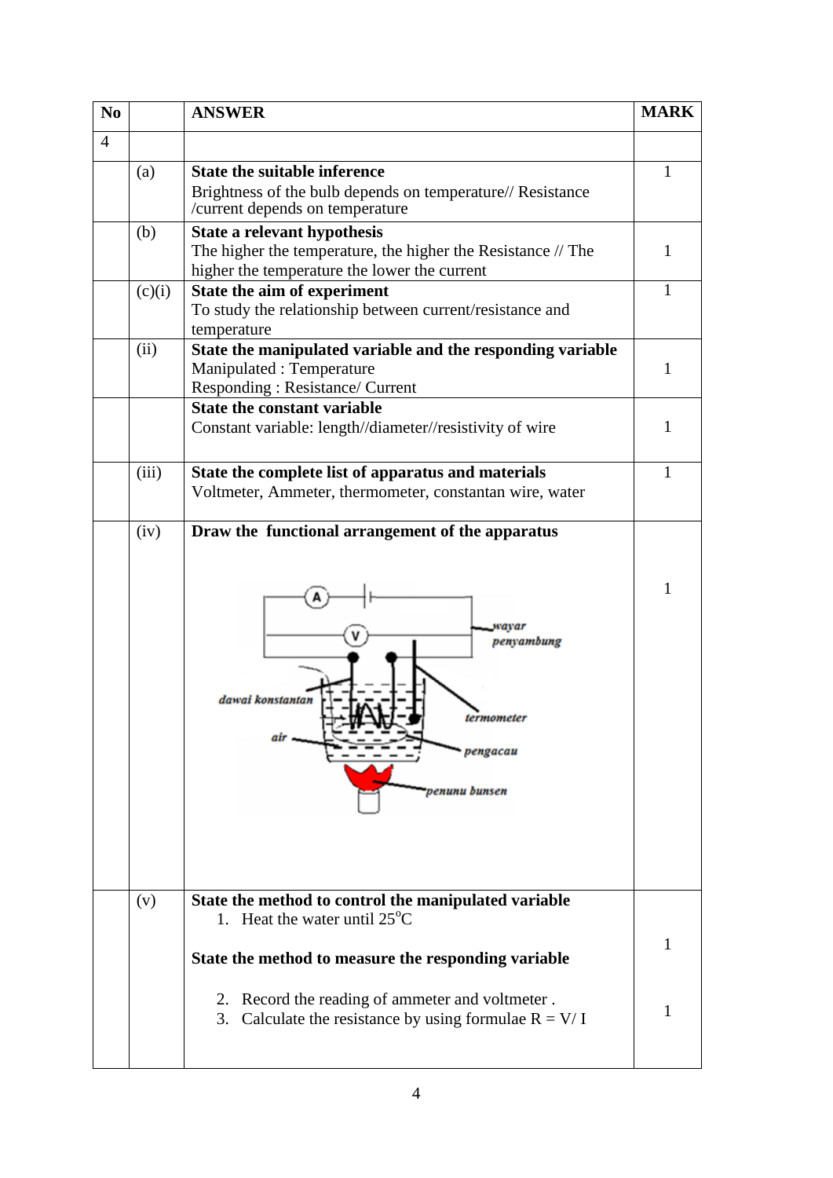| No | | ANSWER | MARK |
|---|---|---|---|
| 4 | | | |
| | (a) | **State the suitable inference**<br>Brightness of the bulb depends on temperature// Resistance /current depends on temperature | 1 |
| | (b) | **State a relevant hypothesis**<br>The higher the temperature, the higher the Resistance // The higher the temperature the lower the current | 1 |
| | (c)(i) | **State the aim of experiment**<br>To study the relationship between current/resistance and temperature | 1 |
| | (ii) | **State the manipulated variable and the responding variable**<br>Manipulated : Temperature<br>Responding : Resistance/ Current | 1 |
| | | **State the constant variable**<br>Constant variable: length//diameter//resistivity of wire | 1 |
| | (iii) | **State the complete list of apparatus and materials**<br>Voltmeter, Ammeter, thermometer, constantan wire, water | 1 |
| | (iv) | **Draw the functional arrangement of the apparatus**<br>A, V, wayar penyambung, dawai konstantan, termometer, air, pengacau, penunu bunsen | 1 |
| | (v) | **State the method to control the manipulated variable**<br>1. Heat the water until $25^{o}$C<br>**State the method to measure the responding variable**<br>2. Record the reading of ammeter and voltmeter .<br>3. Calculate the resistance by using formulae $R = V/ I$ | 1<br><br>1 |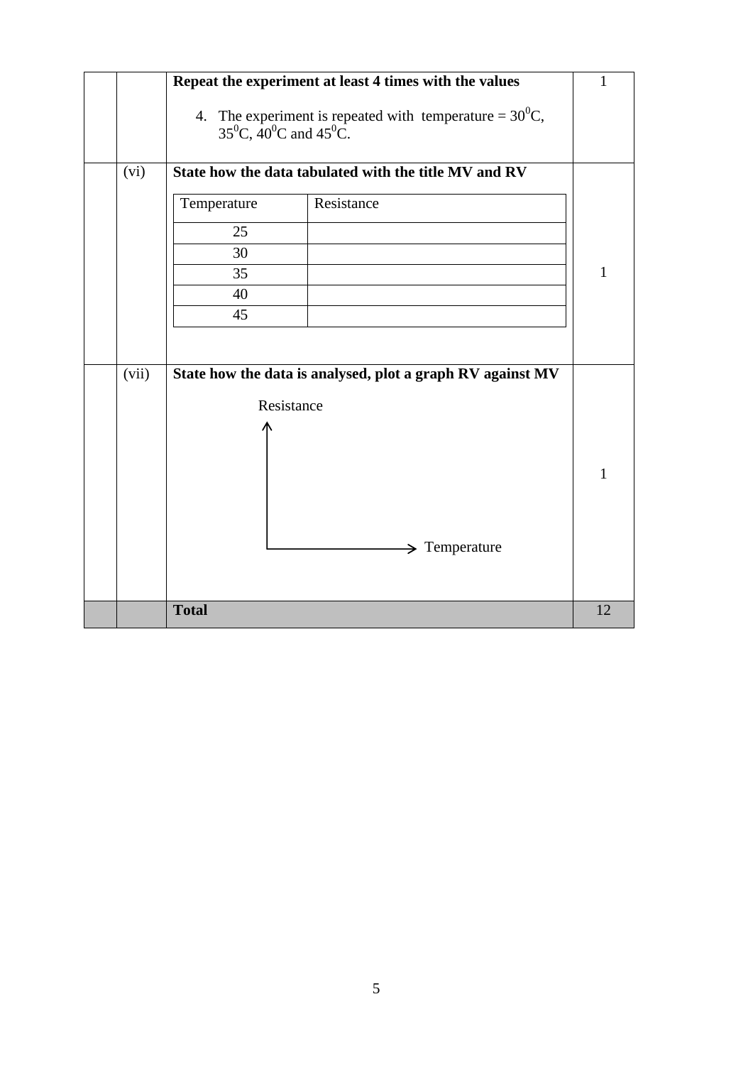| | | | |
|---|---|---|---|
| | | **Repeat the experiment at least 4 times with the values**<br><br>4. The experiment is repeated with temperature = $30^0$C, $35^0$C, $40^0$C and $45^0$C. | 1 |
| | (vi) | **State how the data tabulated with the title MV and RV** | 1 |
| | (vii) | **State how the data is analysed, plot a graph RV against MV** | 1 |
| | | **Total** | 12 |

| Temperature | Resistance |
|---|---|
| 25 | |
| 30 | |
| 35 | |
| 40 | |
| 45 | |

Resistance

Temperature